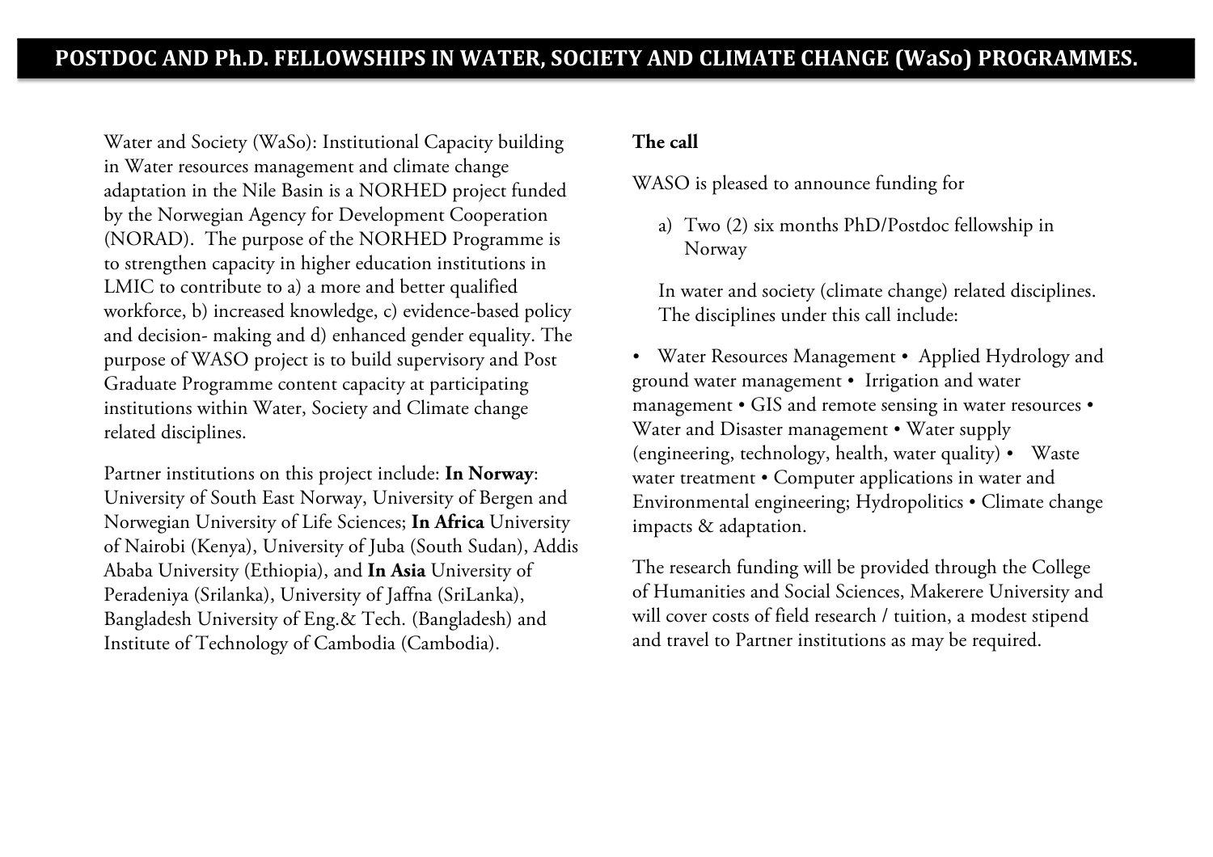# POSTDOC AND Ph.D. FELLOWSHIPS IN WATER, SOCIETY AND CLIMATE CHANGE (WaSo) PROGRAMMES.

Water and Society (WaSo): Institutional Capacity building in Water resources management and climate change adaptation in the Nile Basin is a NORHED project funded by the Norwegian Agency for Development Cooperation (NORAD). The purpose of the NORHED Programme is to strengthen capacity in higher education institutions in LMIC to contribute to a) a more and better qualified workforce, b) increased knowledge, c) evidence-based policy and decision- making and d) enhanced gender equality. The purpose of WASO project is to build supervisory and Post Graduate Programme content capacity at participating institutions within Water, Society and Climate change related disciplines.

Partner institutions on this project include: **In Norway**: University of South East Norway, University of Bergen and Norwegian University of Life Sciences; **In Africa** University of Nairobi (Kenya), University of Juba (South Sudan), Addis Ababa University (Ethiopia), and **In Asia** University of Peradeniya (Srilanka), University of Jaffna (SriLanka), Bangladesh University of Eng.& Tech. (Bangladesh) and Institute of Technology of Cambodia (Cambodia).

**The call**

WASO is pleased to announce funding for

a) Two (2) six months PhD/Postdoc fellowship in Norway

In water and society (climate change) related disciplines. The disciplines under this call include:

• Water Resources Management • Applied Hydrology and ground water management • Irrigation and water management • GIS and remote sensing in water resources • Water and Disaster management • Water supply (engineering, technology, health, water quality) • Waste water treatment • Computer applications in water and Environmental engineering; Hydropolitics • Climate change impacts & adaptation.

The research funding will be provided through the College of Humanities and Social Sciences, Makerere University and will cover costs of field research / tuition, a modest stipend and travel to Partner institutions as may be required.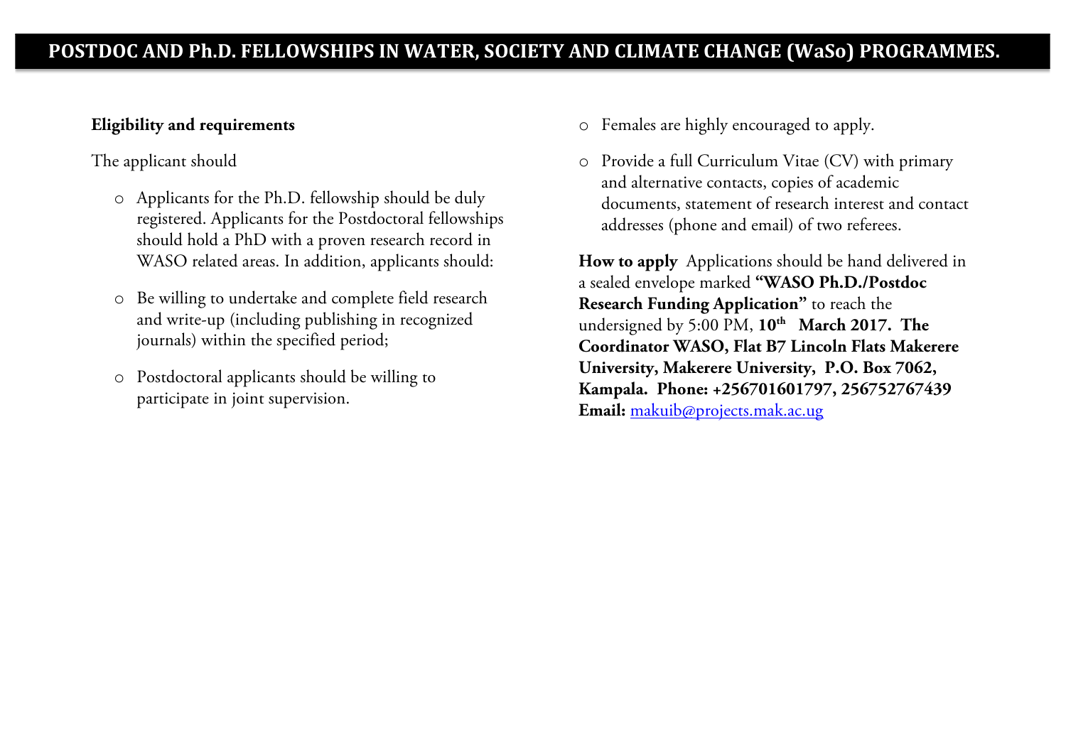# POSTDOC AND Ph.D. FELLOWSHIPS IN WATER, SOCIETY AND CLIMATE CHANGE (WaSo) PROGRAMMES.

**Eligibility and requirements**

The applicant should

- Applicants for the Ph.D. fellowship should be duly registered. Applicants for the Postdoctoral fellowships should hold a PhD with a proven research record in WASO related areas. In addition, applicants should:
- Be willing to undertake and complete field research and write-up (including publishing in recognized journals) within the specified period;
- Postdoctoral applicants should be willing to participate in joint supervision.
- Females are highly encouraged to apply.
- Provide a full Curriculum Vitae (CV) with primary and alternative contacts, copies of academic documents, statement of research interest and contact addresses (phone and email) of two referees.

**How to apply** Applications should be hand delivered in a sealed envelope marked **"WASO Ph.D./Postdoc Research Funding Application"** to reach the undersigned by 5:00 PM, **10th March 2017. The Coordinator WASO, Flat B7 Lincoln Flats Makerere University, Makerere University, P.O. Box 7062, Kampala. Phone: +256701601797, 256752767439 Email:** makuib@projects.mak.ac.ug